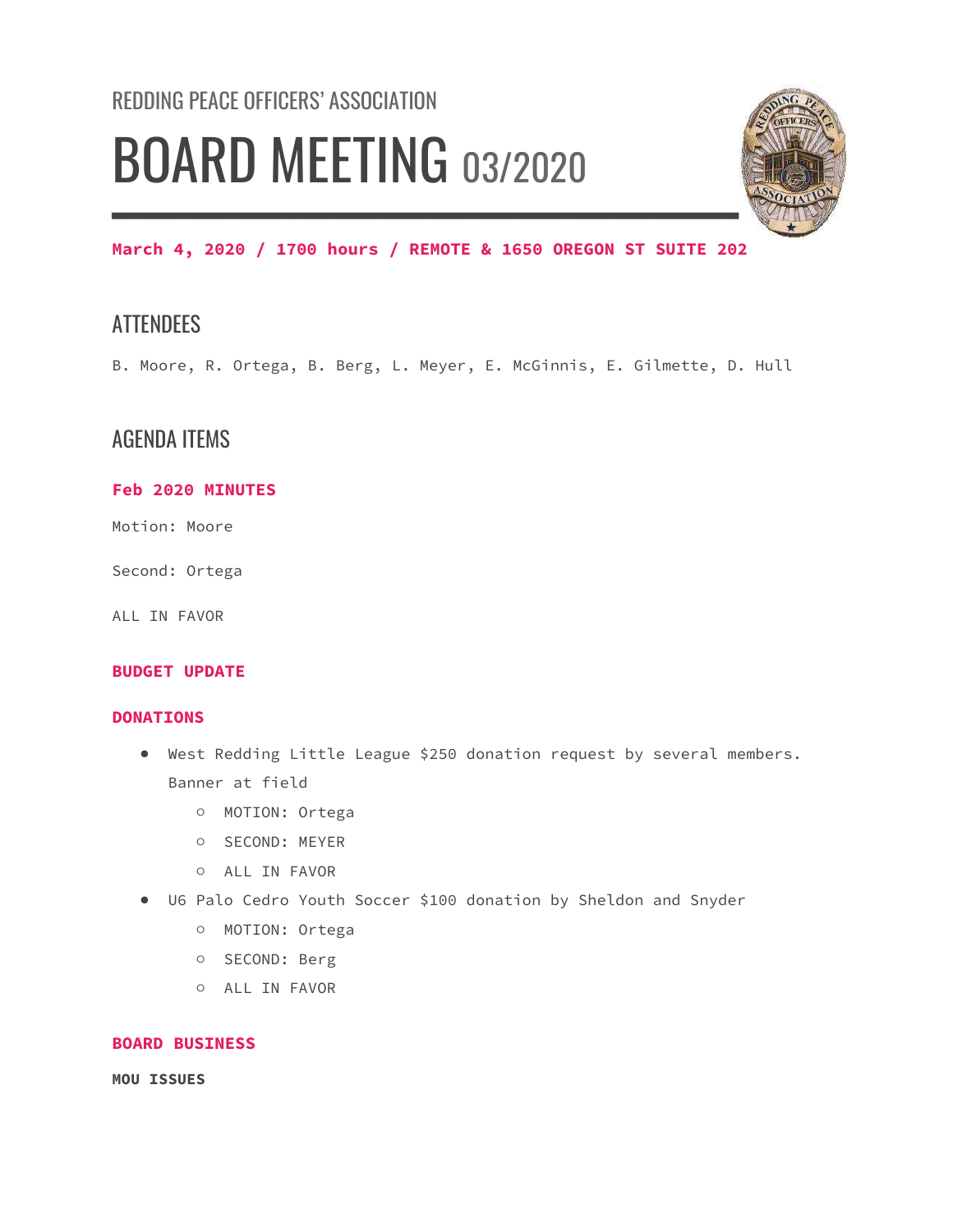REDDING PEACE OFFICERS' ASSOCIATION

# BOARD MEETING 03/2020

**March 4, 2020 / 1700 hours / REMOTE & 1650 OREGON ST SUITE 202**

## ATTENDEES

B. Moore, R. Ortega, B. Berg, L. Meyer, E. McGinnis, E. Gilmette, D. Hull

## AGENDA ITEMS

### Feb 2020 MINUTES

Motion: Moore

Second: Ortega

ALL IN FAVOR

### BUDGET UPDATE

### DONATIONS

- West Redding Little League $250 donation request by several members. Banner at field
  - MOTION: Ortega
  - SECOND: MEYER
  - ALL IN FAVOR
- U6 Palo Cedro Youth Soccer $100 donation by Sheldon and Snyder
  - MOTION: Ortega
  - SECOND: Berg
  - ALL IN FAVOR

### BOARD BUSINESS

**MOU ISSUES**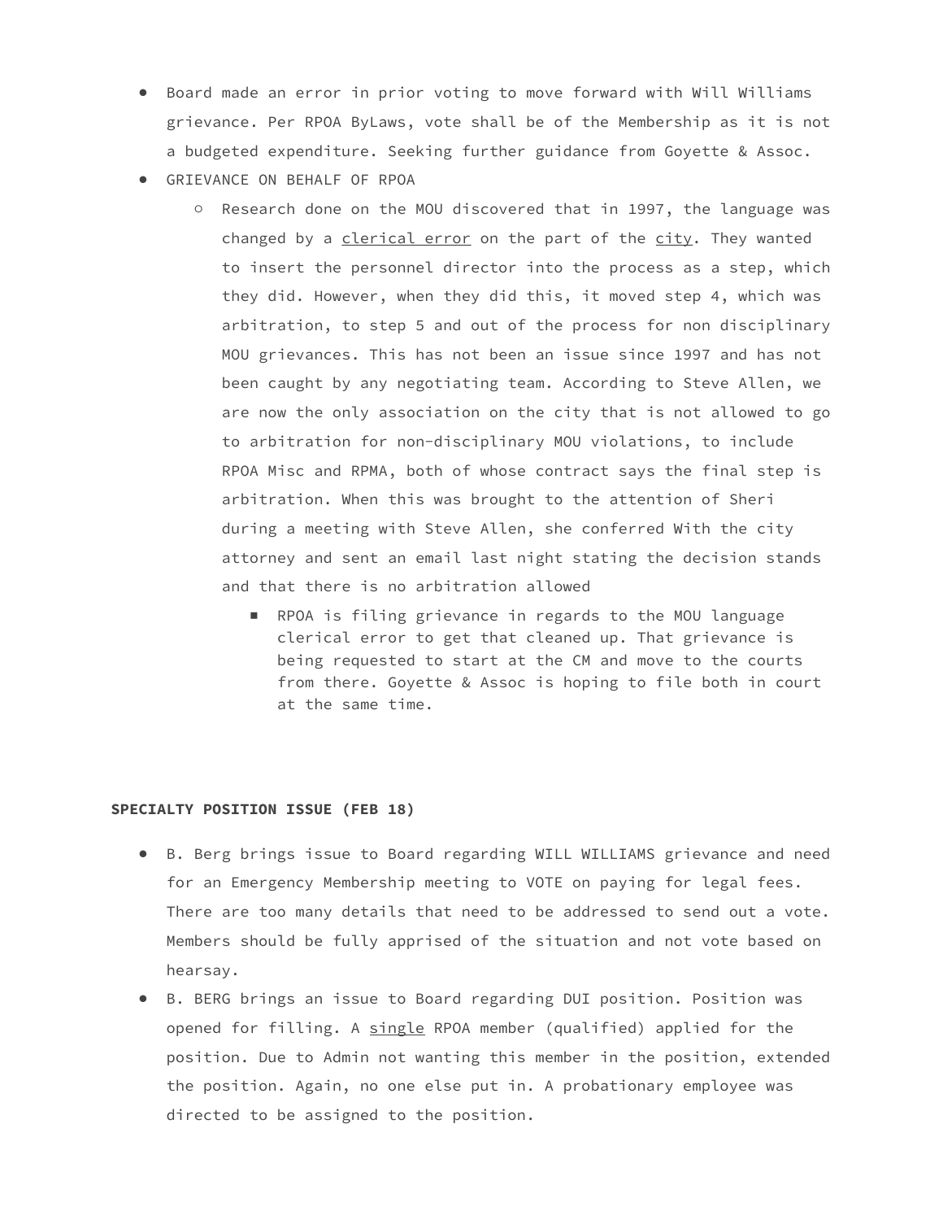- Board made an error in prior voting to move forward with Will Williams grievance. Per RPOA ByLaws, vote shall be of the Membership as it is not a budgeted expenditure. Seeking further guidance from Goyette & Assoc.
- GRIEVANCE ON BEHALF OF RPOA
  - Research done on the MOU discovered that in 1997, the language was changed by a <u>clerical error</u> on the part of the <u>city</u>. They wanted to insert the personnel director into the process as a step, which they did. However, when they did this, it moved step 4, which was arbitration, to step 5 and out of the process for non disciplinary MOU grievances. This has not been an issue since 1997 and has not been caught by any negotiating team. According to Steve Allen, we are now the only association on the city that is not allowed to go to arbitration for non-disciplinary MOU violations, to include RPOA Misc and RPMA, both of whose contract says the final step is arbitration. When this was brought to the attention of Sheri during a meeting with Steve Allen, she conferred With the city attorney and sent an email last night stating the decision stands and that there is no arbitration allowed
    - RPOA is filing grievance in regards to the MOU language clerical error to get that cleaned up. That grievance is being requested to start at the CM and move to the courts from there. Goyette & Assoc is hoping to file both in court at the same time.

**SPECIALTY POSITION ISSUE (FEB 18)**

- B. Berg brings issue to Board regarding WILL WILLIAMS grievance and need for an Emergency Membership meeting to VOTE on paying for legal fees. There are too many details that need to be addressed to send out a vote. Members should be fully apprised of the situation and not vote based on hearsay.
- B. BERG brings an issue to Board regarding DUI position. Position was opened for filling. A <u>single</u> RPOA member (qualified) applied for the position. Due to Admin not wanting this member in the position, extended the position. Again, no one else put in. A probationary employee was directed to be assigned to the position.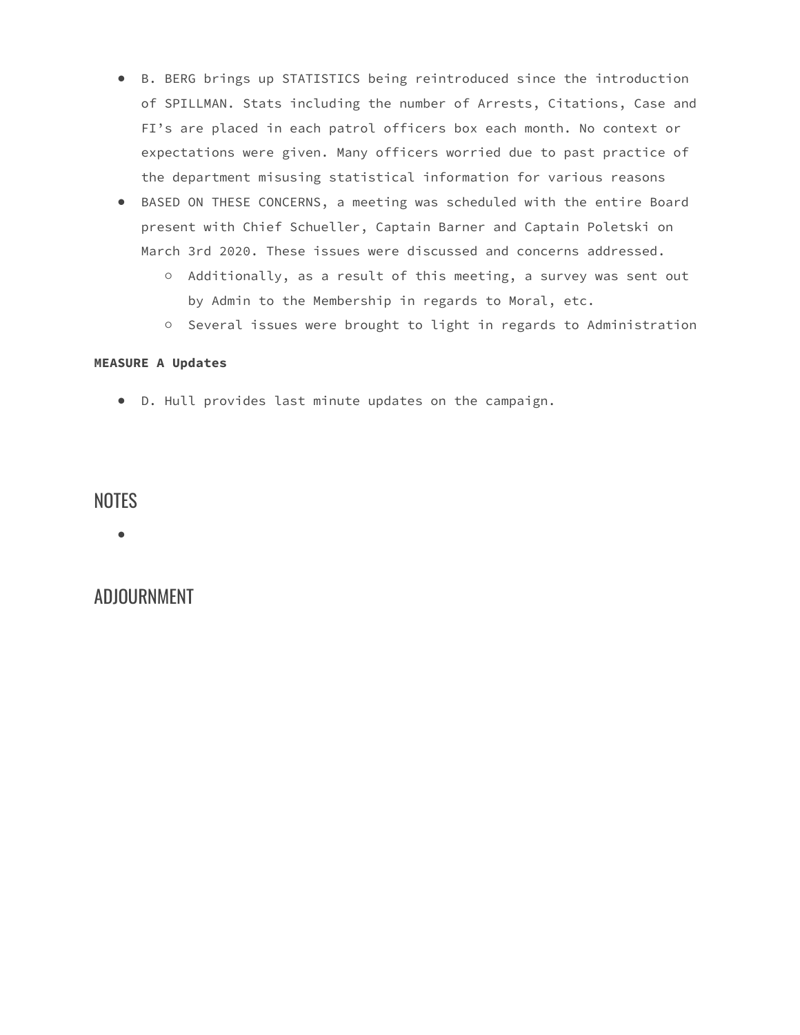- B. BERG brings up STATISTICS being reintroduced since the introduction of SPILLMAN. Stats including the number of Arrests, Citations, Case and FI's are placed in each patrol officers box each month. No context or expectations were given. Many officers worried due to past practice of the department misusing statistical information for various reasons
- BASED ON THESE CONCERNS, a meeting was scheduled with the entire Board present with Chief Schueller, Captain Barner and Captain Poletski on March 3rd 2020. These issues were discussed and concerns addressed.
    - Additionally, as a result of this meeting, a survey was sent out by Admin to the Membership in regards to Moral, etc.
    - Several issues were brought to light in regards to Administration

**MEASURE A Updates**

- D. Hull provides last minute updates on the campaign.

## NOTES

- 

## ADJOURNMENT